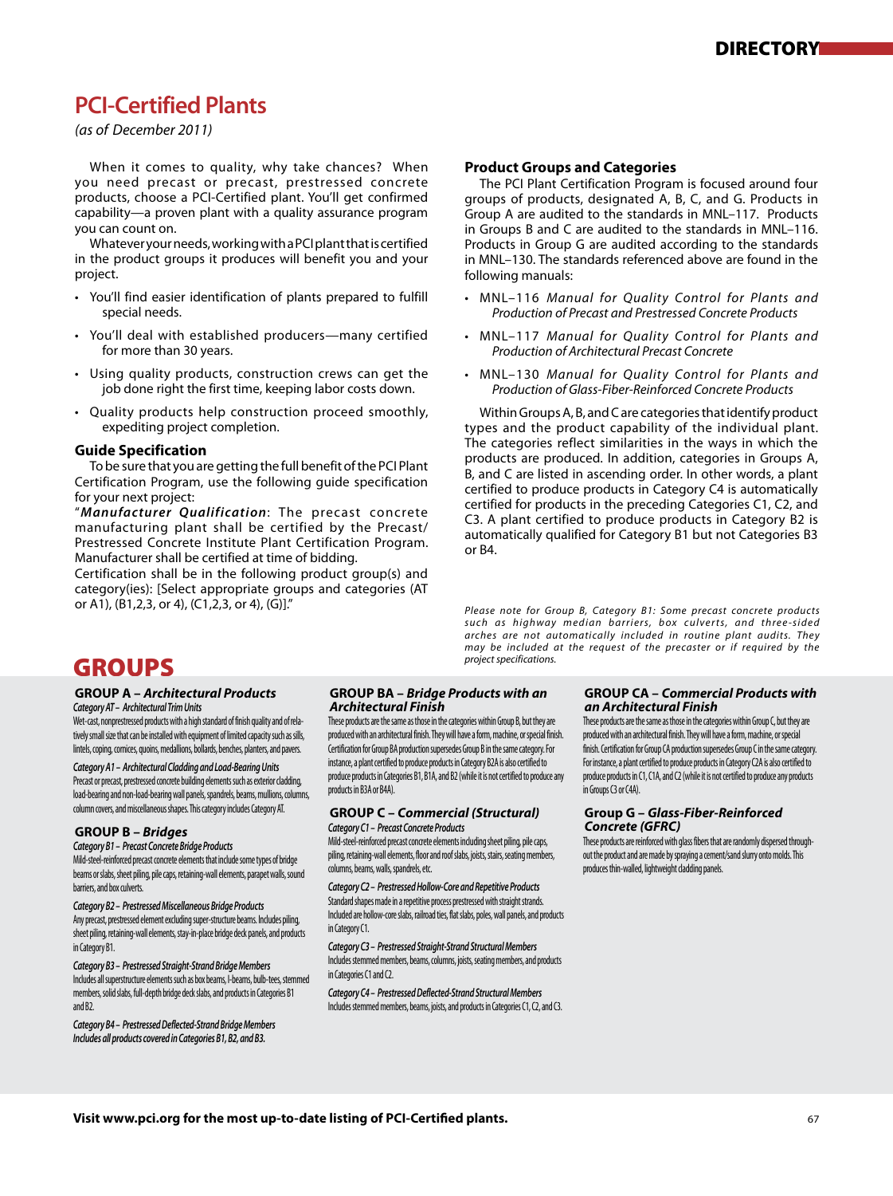# PCI-Certified Plants

*(as of December 2011)*

When it comes to quality, why take chances? When you need precast or precast, prestressed concrete products, choose a PCI-Certified plant. You'll get confirmed capability—a proven plant with a quality assurance program you can count on.

Whatever your needs, working with a PCI plant that is certified in the product groups it produces will benefit you and your project.

- You'll find easier identification of plants prepared to fulfill special needs.
- You'll deal with established producers—many certified for more than 30 years.
- Using quality products, construction crews can get the job done right the first time, keeping labor costs down.
- Quality products help construction proceed smoothly, expediting project completion.

### Guide Specification

To be sure that you are getting the full benefit of the PCI Plant Certification Program, use the following guide specification for your next project:

"***Manufacturer Qualification***: The precast concrete manufacturing plant shall be certified by the Precast/Prestressed Concrete Institute Plant Certification Program. Manufacturer shall be certified at time of bidding.

Certification shall be in the following product group(s) and category(ies): [Select appropriate groups and categories (AT or A1), (B1,2,3, or 4), (C1,2,3, or 4), (G)]."

### Product Groups and Categories

The PCI Plant Certification Program is focused around four groups of products, designated A, B, C, and G. Products in Group A are audited to the standards in MNL–117. Products in Groups B and C are audited to the standards in MNL–116. Products in Group G are audited according to the standards in MNL–130. The standards referenced above are found in the following manuals:

- MNL–116 *Manual for Quality Control for Plants and Production of Precast and Prestressed Concrete Products*
- MNL–117 *Manual for Quality Control for Plants and Production of Architectural Precast Concrete*
- MNL–130 *Manual for Quality Control for Plants and Production of Glass-Fiber-Reinforced Concrete Products*

Within Groups A, B, and C are categories that identify product types and the product capability of the individual plant. The categories reflect similarities in the ways in which the products are produced. In addition, categories in Groups A, B, and C are listed in ascending order. In other words, a plant certified to produce products in Category C4 is automatically certified for products in the preceding Categories C1, C2, and C3. A plant certified to produce products in Category B2 is automatically qualified for Category B1 but not Categories B3 or B4.

*Please note for Group B, Category B1: Some precast concrete products such as highway median barriers, box culverts, and three-sided arches are not automatically included in routine plant audits. They may be included at the request of the precaster or if required by the project specifications.*

## GROUPS

### GROUP A – *Architectural Products*

*Category AT – Architectural Trim Units*

Wet-cast, nonprestressed products with a high standard of finish quality and of relatively small size that can be installed with equipment of limited capacity such as sills, lintels, coping, cornices, quoins, medallions, bollards, benches, planters, and pavers.

*Category A1 – Architectural Cladding and Load-Bearing Units*

Precast or precast, prestressed concrete building elements such as exterior cladding, load-bearing and non-load-bearing wall panels, spandrels, beams, mullions, columns, column covers, and miscellaneous shapes. This category includes Category AT.

### GROUP B – *Bridges*

*Category B1 – Precast Concrete Bridge Products*

Mild-steel-reinforced precast concrete elements that include some types of bridge beams or slabs, sheet piling, pile caps, retaining-wall elements, parapet walls, sound barriers, and box culverts.

*Category B2 – Prestressed Miscellaneous Bridge Products*

Any precast, prestressed element excluding super-structure beams. Includes piling, sheet piling, retaining-wall elements, stay-in-place bridge deck panels, and products in Category B1.

*Category B3 – Prestressed Straight-Strand Bridge Members*

Includes all superstructure elements such as box beams, I-beams, bulb-tees, stemmed members, solid slabs, full-depth bridge deck slabs, and products in Categories B1 and B2.

*Category B4 – Prestressed Deflected-Strand Bridge Members*

*Includes all products covered in Categories B1, B2, and B3.*

### GROUP BA – *Bridge Products with an Architectural Finish*

These products are the same as those in the categories within Group B, but they are produced with an architectural finish. They will have a form, machine, or special finish. Certification for Group BA production supersedes Group B in the same category. For instance, a plant certified to produce products in Category B2A is also certified to produce products in Categories B1, B1A, and B2 (while it is not certified to produce any products in B3A or B4A).

### GROUP C – *Commercial (Structural)*

*Category C1 – Precast Concrete Products*

Mild-steel-reinforced precast concrete elements including sheet piling, pile caps, piling, retaining-wall elements, floor and roof slabs, joists, stairs, seating members, columns, beams, walls, spandrels, etc.

*Category C2 – Prestressed Hollow-Core and Repetitive Products*

Standard shapes made in a repetitive process prestressed with straight strands. Included are hollow-core slabs, railroad ties, flat slabs, poles, wall panels, and products in Category C1.

*Category C3 – Prestressed Straight-Strand Structural Members*

Includes stemmed members, beams, columns, joists, seating members, and products in Categories C1 and C2.

*Category C4 – Prestressed Deflected-Strand Structural Members*

Includes stemmed members, beams, joists, and products in Categories C1, C2, and C3.

### GROUP CA – *Commercial Products with an Architectural Finish*

These products are the same as those in the categories within Group C, but they are produced with an architectural finish. They will have a form, machine, or special finish. Certification for Group CA production supersedes Group C in the same category. For instance, a plant certified to produce products in Category C2A is also certified to produce products in C1, C1A, and C2 (while it is not certified to produce any products in Groups C3 or C4A).

### Group G – *Glass-Fiber-Reinforced Concrete (GFRC)*

These products are reinforced with glass fibers that are randomly dispersed throughout the product and are made by spraying a cement/sand slurry onto molds. This produces thin-walled, lightweight cladding panels.

**Visit www.pci.org for the most up-to-date listing of PCI-Certified plants.**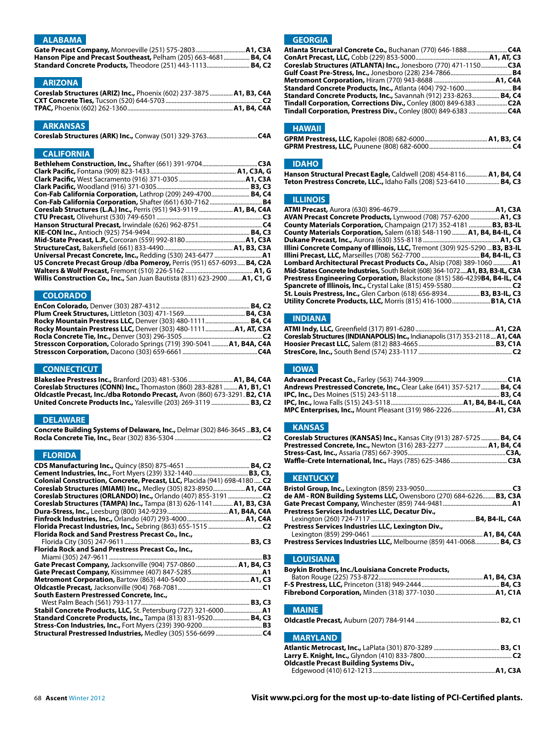## ALABAMA

**Gate Precast Company,** Monroeville (251) 575-2803 ................................**A1, C3A**
**Hanson Pipe and Precast Southeast,** Pelham (205) 663-4681................ **B4, C4**
**Standard Concrete Products,** Theodore (251) 443-1113........................... **B4, C2**

## ARIZONA

**Coreslab Structures (ARIZ) Inc.,** Phoenix (602) 237-3875 ............... **A1, B3, C4A**
**CXT Concrete Ties,** Tucson (520) 644-5703 ................................................ **C2**
**TPAC,** Phoenix (602) 262-1360................................................................... **A1, B4, C4A**

## ARKANSAS

**Coreslab Structures (ARK) Inc.,** Conway (501) 329-3763................................**C4A**

## CALIFORNIA

**Bethlehem Construction, Inc.,** Shafter (661) 391-9704....................................**C3A**
**Clark Pacific,** Fontana (909) 823-1433 ........................................................ **A1, C3A, G**
**Clark Pacific,** West Sacramento (916) 371-0305 ............................................**A1, C3A**
**Clark Pacific,** Woodland (916) 371-0305............................................................ **B3, C3**
**Con-Fab California Corporation,** Lathrop (209) 249-4700.......................... **B4, C4**
**Con-Fab California Corporation,** Shafter (661) 630-7162 .................................. **B4**
**Coreslab Structures (L.A.) Inc.,** Perris (951) 943-9119 ...................... **A1, B4, C4A**
**CTU Precast,** Olivehurst (530) 749-6501 ................................................................. **C3**
**Hanson Structural Precast,** Irwindale (626) 962-8751 ......................................... **C4**
**KIE-CON Inc.,** Antioch (925) 754-9494................................................................. **B4, C3**
**Mid-State Precast, L.P.,** Corcoran (559) 992-8180........................................**A1, C3A**
**StructureCast,** Bakersfield (661) 833-4490............................................. **A1, B3, C3A**
**Universal Precast Concrete, Inc.,** Redding (530) 243-6477 ................................**A1**
**US Concrete Precast Group /dba Pomeroy,** Perris (951) 657-6093..... **B4, C2A**
**Walters & Wolf Precast,** Fremont (510) 226-5162 ............................................ **A1, G**
**Willis Construction Co., Inc.,** San Juan Bautista (831) 623-2900 .........**A1, C1, G**

## COLORADO

**EnCon Colorado,** Denver (303) 287-4312 .......................................................... **B4, C2**
**Plum Creek Structures,** Littleton (303) 471-1569........................................ **B4, C3A**
**Rocky Mountain Prestress LLC,** Denver (303) 480-1111.............................. **B4, C4**
**Rocky Mountain Prestress LLC,** Denver (303) 480-1111...................**A1, AT, C3A**
**Rocla Concrete Tie, Inc.,** Denver (303) 296-3505................................................... **C2**
**Stresscon Corporation,** Colorado Springs (719) 390-5041 ........... **A1, B4A, C4A**
**Stresscon Corporation,** Dacono (303) 659-6661 ................................................**C4A**

## CONNECTICUT

**Blakeslee Prestress Inc.,** Branford (203) 481-5306 ............................. **A1, B4, C4A**
**Coreslab Structures (CONN) Inc.,** Thomaston (860) 283-8281 ......... **A1, B1, C1**
**Oldcastle Precast, Inc./dba Rotondo Precast,** Avon (860) 673-3291. **B2, C1A**
**United Concrete Products Inc.,** Yalesville (203) 269-3119 ......................... **B3, C2**

## DELAWARE

**Concrete Building Systems of Delaware, Inc.,** Delmar (302) 846-3645 ...**B3, C4**
**Rocla Concrete Tie, Inc.,** Bear (302) 836-5304 ......................................................... **C2**

## FLORIDA

**CDS Manufacturing Inc.,** Quincy (850) 875-4651 ......................................... **B4, C2**
**Cement Industries, Inc.,** Fort Myers (239) 332-1440 .................................. **B3, C3,**
**Colonial Construction, Concrete, Precast, LLC,** Placida (941) 698-4180 ..... **C2**
**Coreslab Structures (MIAMI) Inc.,** Medley (305) 823-8950..................... **A1, C4A**
**Coreslab Structures (ORLANDO) Inc.,** Orlando (407) 855-3191 ...................... **C2**
**Coreslab Structures (TAMPA) Inc.,** Tampa (813) 626-1141 ............ **A1, B3, C3A**
**Dura-Stress, Inc.,** Leesburg (800) 342-9239........................................ **A1, B4A, C4A**
**Finfrock Industries, Inc.,** Orlando (407) 293-4000........................................ **A1, C4A**
**Florida Precast Industries, Inc.,** Sebring (863) 655-1515 .................................. **C2**
**Florida Rock and Sand Prestress Precast Co., Inc.,**
Florida City (305) 247-9611 ................................................................................. **B3, C3**
**Florida Rock and Sand Prestress Precast Co., Inc.,**
Miami (305) 247-9611 ................................................................................................ **B3**
**Gate Precast Company,** Jacksonville (904) 757-0860 .......................... **A1, B4, C3**
**Gate Precast Company,** Kissimmee (407) 847-5285............................................... **A1**
**Metromont Corporation,** Bartow (863) 440-5400 ........................................ **A1, C3**
**Oldcastle Precast,** Jacksonville (904) 768-7081....................................................... **C1**
**South Eastern Prestressed Concrete, Inc.,**
West Palm Beach (561) 793-1177........................................................................ **B3, C3**
**Stabil Concrete Products, LLC,** St. Petersburg (727) 321-6000........................ **A1**
**Standard Concrete Products, Inc.,** Tampa (813) 831-9520........................ **B4, C3**
**Stress-Con Industries, Inc.,** Fort Myers (239) 390-9200........................................ **B3**
**Structural Prestressed Industries,** Medley (305) 556-6699 ............................. **C4**

## GEORGIA

**Atlanta Structural Concrete Co.,** Buchanan (770) 646-1888.......................... **C4A**
**ConArt Precast, LLC,** Cobb (229) 853-5000.......................................... **A1, AT, C3**
**Coreslab Structures (ATLANTA) Inc.,** Jonesboro (770) 471-1150................. **C3A**
**Gulf Coast Pre-Stress, Inc.,** Jonesboro (228) 234-7866........................................ **B4**
**Metromont Corporation,** Hiram (770) 943-8688 ........................................ **A1, C4A**
**Standard Concrete Products, Inc.,** Atlanta (404) 792-1600.............................. **B4**
**Standard Concrete Products, Inc.,** Savannah (912) 233-8263.................. **B4, C4**
**Tindall Corporation, Corrections Div.,** Conley (800) 849-6383 ................... **C2A**
**Tindall Corporation, Prestress Div.,** Conley (800) 849-6383 ........................ **C4A**

## HAWAII

**GPRM Prestress, LLC,** Kapolei (808) 682-6000......................................... **A1, B3, C4**
**GPRM Prestress, LLC,** Puunene (808) 682-6000.................................................... **C4**

## IDAHO

**Hanson Structural Precast Eagle,** Caldwell (208) 454-8116.............. **A1, B4, C4**
**Teton Prestress Concrete, LLC.,** Idaho Falls (208) 523-6410 ..................... **B4, C3**

## ILLINOIS

**ATMI Precast,** Aurora (630) 896-4679 .......................................................... **A1, C3A**
**AVAN Precast Concrete Products,** Lynwood (708) 757-6200 .................. **A1, C3**
**County Materials Corporation,** Champaign (217) 352-4181 ............... **B3, B3-IL**
**County Materials Corporation,** Salem (618) 548-1190 .......... **A1, B4, B4-IL, C4**
**Dukane Precast, Inc.,** Aurora (630) 355-8118 .................................................. **A1, C3**
**Illini Concrete Company of Illinois, LLC,** Tremont (309) 925-5290 ... **B3, B3-IL**
**Illini Precast, LLC,** Marseilles (708) 562-7700 .................................... **B4, B4-IL, C3**
**Lombard Architectural Precast Products Co.,** Alsip (708) 389-1060 ............ **A1**
**Mid-States Concrete Industries,** South Beloit (608) 364-1072..... **A1, B3, B3-IL, C3A**
**Prestress Engineering Corporation,** Blackstone (815) 586-4239**B4, B4-IL, C4**
**Spancrete of Illinois, Inc.,** Crystal Lake (815) 459-5580......................................... **C2**
**St. Louis Prestress, Inc.,** Glen Carbon (618) 656-8934.................... **B3, B3-IL, C3**
**Utility Concrete Products, LLC,** Morris (815) 416-1000........................ **B1A, C1A**

## INDIANA

**ATMI Indy, LLC,** Greenfield (317) 891-6280 .................................................... **A1, C2A**
**Coreslab Structures (INDIANAPOLIS) Inc.,** Indianapolis (317) 353-2118.... **A1, C4A**
**Hoosier Precast LLC,** Salem (812) 883-4665................................................. **B3, C1A**
**StresCore, Inc.,** South Bend (574) 233-1117 ............................................................... **C2**

## IOWA

**Advanced Precast Co.,** Farley (563) 744-3909........................................................ **C1A**
**Andrews Prestressed Concrete, Inc.,** Clear Lake (641) 357-5217........... **B4, C4**
**IPC, Inc.,** Des Moines (515) 243-5118 ........................................................................ **B3, C4**
**IPC, Inc.,** Iowa Falls (515) 243-5118 ..................................................... **A1, B4, B4-IL, C4A**
**MPC Enterprises, Inc.,** Mount Pleasant (319) 986-2226........................... **A1, C3A**

## KANSAS

**Coreslab Structures (KANSAS) Inc.,** Kansas City (913) 287-5725............ **B4, C4**
**Prestressed Concrete, Inc.,** Newton (316) 283-2277 ............................ **A1, B4, C4**
**Stress-Cast, Inc.,** Assaria (785) 667-3905................................................................ **C3A,**
**Waffle-Crete International, Inc.,** Hays (785) 625-3486..................................... **C3A**

## KENTUCKY

**Bristol Group, Inc.,** Lexington (859) 233-9050............................................................ **C3**
**de AM - RON Building Systems LLC,** Owensboro (270) 684-6226........ **B3, C3A**
**Gate Precast Company,** Winchester (859) 744-9481 ............................................ **A1**
**Prestress Services Industries LLC, Decatur Div.,**
Lexington (260) 724-7117 ................................................................ **B4, B4-IL, C4A**
**Prestress Services Industries LLC, Lexington Div.,**
Lexington (859) 299-0461 .................................................................... **A1, B4, C4A**
**Prestress Services Industries LLC,** Melbourne (859) 441-0068............... **B4, C3**

## LOUISIANA

**Boykin Brothers, Inc./Louisiana Concrete Products,**
Baton Rouge (225) 753-8722............................................................... **A1, B4, C3A**
**F-S Prestress, LLC,** Princeton (318) 949-2444.................................................... **B4, C3**
**Fibrebond Corporation,** Minden (318) 377-1030 ....................................... **A1, C1A**

## MAINE

**Oldcastle Precast,** Auburn (207) 784-9144 ........................................................ **B2, C1**

## MARYLAND

**Atlantic Metrocast, Inc.,** LaPlata (301) 870-3289 .......................................... **B3, C1**
**Larry E. Knight, Inc.,** Glyndon (410) 833-7800.......................................................... **C2**
**Oldcastle Precast Building Systems Div.,**
Edgewood (410) 612-1213 ....................................................................................... **A1, C3A**

Visit www.pci.org for the most up-to-date listing of PCI-Certified plants.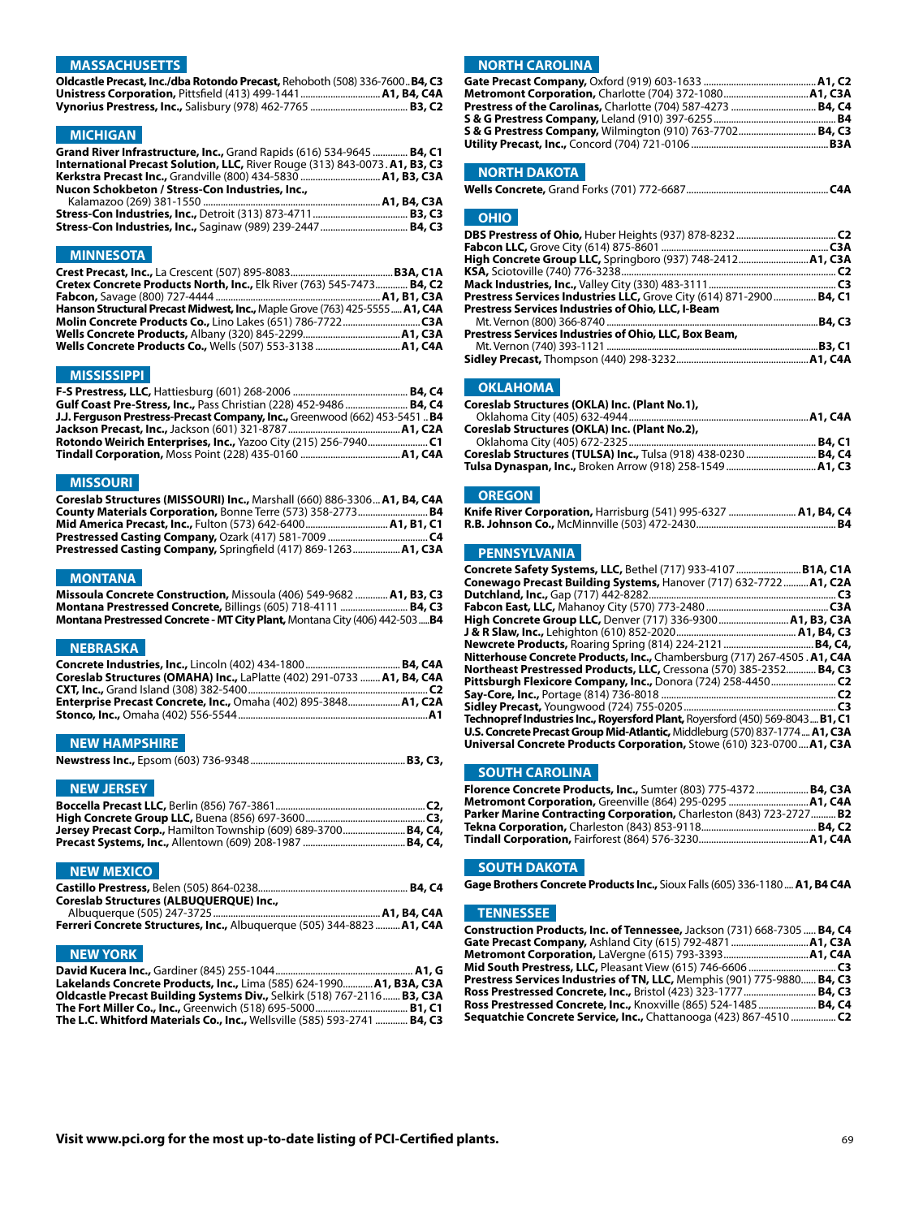## MASSACHUSETTS

**Oldcastle Precast, Inc./dba Rotondo Precast,** Rehoboth (508) 336-7600 .. **B4, C3**
**Unistress Corporation,** Pittsfield (413) 499-1441 .......... **A1, B4, C4A**
**Vynorius Prestress, Inc.,** Salisbury (978) 462-7765 .......... **B3, C2**

## MICHIGAN

**Grand River Infrastructure, Inc.,** Grand Rapids (616) 534-9645 .......... **B4, C1**
**International Precast Solution, LLC,** River Rouge (313) 843-0073 . **A1, B3, C3**
**Kerkstra Precast Inc.,** Grandville (800) 434-5830 .......... **A1, B3, C3A**
**Nucon Schokbeton / Stress-Con Industries, Inc.,**
Kalamazoo (269) 381-1550 .......... **A1, B4, C3A**
**Stress-Con Industries, Inc.,** Detroit (313) 873-4711 .......... **B3, C3**
**Stress-Con Industries, Inc.,** Saginaw (989) 239-2447 .......... **B4, C3**

## MINNESOTA

**Crest Precast, Inc.,** La Crescent (507) 895-8083 .......... **B3A, C1A**
**Cretex Concrete Products North, Inc.,** Elk River (763) 545-7473 .......... **B4, C2**
**Fabcon, Inc.,** Savage (800) 727-4444 .......... **A1, B1, C3A**
**Hanson Structural Precast Midwest, Inc.,** Maple Grove (763) 425-5555 ..... **A1, C4A**
**Molin Concrete Products Co.,** Lino Lakes (651) 786-7722 .......... **C3A**
**Wells Concrete Products,** Albany (320) 845-2299 .......... **A1, C3A**
**Wells Concrete Products Co.,** Wells (507) 553-3138 .......... **A1, C4A**

## MISSISSIPPI

**F-S Prestress, LLC,** Hattiesburg (601) 268-2006 .......... **B4, C4**
**Gulf Coast Pre-Stress, Inc.,** Pass Christian (228) 452-9486 .......... **B4, C4**
**J.J. Ferguson Prestress-Precast Company, Inc.,** Greenwood (662) 453-5451 .. **B4**
**Jackson Precast, Inc.,** Jackson (601) 321-8787 .......... **A1, C2A**
**Rotondo Weirich Enterprises, Inc.,** Yazoo City (215) 256-7940 .......... **C1**
**Tindall Corporation,** Moss Point (228) 435-0160 .......... **A1, C4A**

## MISSOURI

**Coreslab Structures (MISSOURI) Inc.,** Marshall (660) 886-3306 ... **A1, B4, C4A**
**County Materials Corporation,** Bonne Terre (573) 358-2773 .......... **B4**
**Mid America Precast, Inc.,** Fulton (573) 642-6400 .......... **A1, B1, C1**
**Prestressed Casting Company,** Ozark (417) 581-7009 .......... **C4**
**Prestressed Casting Company,** Springfield (417) 869-1263 .......... **A1, C3A**

## MONTANA

**Missoula Concrete Construction,** Missoula (406) 549-9682 .......... **A1, B3, C3**
**Montana Prestressed Concrete,** Billings (605) 718-4111 .......... **B4, C3**
**Montana Prestressed Concrete - MT City Plant,** Montana City (406) 442-503 .... **B4**

## NEBRASKA

**Concrete Industries, Inc.,** Lincoln (402) 434-1800 .......... **B4, C4A**
**Coreslab Structures (OMAHA) Inc.,** LaPlatte (402) 291-0733 .......... **A1, B4, C4A**
**CXT, Inc.,** Grand Island (308) 382-5400 .......... **C2**
**Enterprise Precast Concrete, Inc.,** Omaha (402) 895-3848 .......... **A1, C2A**
**Stonco, Inc.,** Omaha (402) 556-5544 .......... **A1**

## NEW HAMPSHIRE

**Newstress Inc.,** Epsom (603) 736-9348 .......... **B3, C3,**

## NEW JERSEY

**Boccella Precast LLC,** Berlin (856) 767-3861 .......... **C2,**
**High Concrete Group LLC,** Buena (856) 697-3600 .......... **C3,**
**Jersey Precast Corp.,** Hamilton Township (609) 689-3700 .......... **B4, C4,**
**Precast Systems, Inc.,** Allentown (609) 208-1987 .......... **B4, C4,**

## NEW MEXICO

**Castillo Prestress,** Belen (505) 864-0238 .......... **B4, C4**
**Coreslab Structures (ALBUQUERQUE) Inc.,**
Albuquerque (505) 247-3725 .......... **A1, B4, C4A**
**Ferreri Concrete Structures, Inc.,** Albuquerque (505) 344-8823 .......... **A1, C4A**

## NEW YORK

**David Kucera Inc.,** Gardiner (845) 255-1044 .......... **A1, G**
**Lakelands Concrete Products, Inc.,** Lima (585) 624-1990 .......... **A1, B3A, C3A**
**Oldcastle Precast Building Systems Div.,** Selkirk (518) 767-2116 .......... **B3, C3A**
**The Fort Miller Co., Inc.,** Greenwich (518) 695-5000 .......... **B1, C1**
**The L.C. Whitford Materials Co., Inc.,** Wellsville (585) 593-2741 .......... **B4, C3**

## NORTH CAROLINA

**Gate Precast Company,** Oxford (919) 603-1633 .......... **A1, C2**
**Metromont Corporation,** Charlotte (704) 372-1080 .......... **A1, C3A**
**Prestress of the Carolinas,** Charlotte (704) 587-4273 .......... **B4, C4**
**S & G Prestress Company,** Leland (910) 397-6255 .......... **B4**
**S & G Prestress Company,** Wilmington (910) 763-7702 .......... **B4, C3**
**Utility Precast, Inc.,** Concord (704) 721-0106 .......... **B3A**

## NORTH DAKOTA

**Wells Concrete,** Grand Forks (701) 772-6687 .......... **C4A**

## OHIO

**DBS Prestress of Ohio,** Huber Heights (937) 878-8232 .......... **C2**
**Fabcon LLC,** Grove City (614) 875-8601 .......... **C3A**
**High Concrete Group LLC,** Springboro (937) 748-2412 .......... **A1, C3A**
**KSA,** Sciotoville (740) 776-3238 .......... **C2**
**Mack Industries, Inc.,** Valley City (330) 483-3111 .......... **C3**
**Prestress Services Industries LLC,** Grove City (614) 871-2900 .......... **B4, C1**
**Prestress Services Industries of Ohio, LLC, I-Beam**
Mt. Vernon (800) 366-8740 .......... **B4, C3**
**Prestress Services Industries of Ohio, LLC, Box Beam,**
Mt. Vernon (740) 393-1121 .......... **B3, C1**
**Sidley Precast,** Thompson (440) 298-3232 .......... **A1, C4A**

## OKLAHOMA

**Coreslab Structures (OKLA) Inc. (Plant No.1),**
Oklahoma City (405) 632-4944 .......... **A1, C4A**
**Coreslab Structures (OKLA) Inc. (Plant No.2),**
Oklahoma City (405) 672-2325 .......... **B4, C1**
**Coreslab Structures (TULSA) Inc.,** Tulsa (918) 438-0230 .......... **B4, C4**
**Tulsa Dynaspan, Inc.,** Broken Arrow (918) 258-1549 .......... **A1, C3**

## OREGON

**Knife River Corporation,** Harrisburg (541) 995-6327 .......... **A1, B4, C4**
**R.B. Johnson Co.,** McMinnville (503) 472-2430 .......... **B4**

## PENNSYLVANIA

**Concrete Safety Systems, LLC,** Bethel (717) 933-4107 .......... **B1A, C1A**
**Conewago Precast Building Systems,** Hanover (717) 632-7722 .......... **A1, C2A**
**Dutchland, Inc.,** Gap (717) 442-8282 .......... **C3**
**Fabcon East, LLC,** Mahanoy City (570) 773-2480 .......... **C3A**
**High Concrete Group LLC,** Denver (717) 336-9300 .......... **A1, B3, C3A**
**J & R Slaw, Inc.,** Lehighton (610) 852-2020 .......... **A1, B4, C3**
**Newcrete Products,** Roaring Spring (814) 224-2121 .......... **B4, C4,**
**Nitterhouse Concrete Products, Inc.,** Chambersburg (717) 267-4505 . **A1, C4A**
**Northeast Prestressed Products, LLC,** Cressona (570) 385-2352 .......... **B4, C3**
**Pittsburgh Flexicore Company, Inc.,** Donora (724) 258-4450 .......... **C2**
**Say-Core, Inc.,** Portage (814) 736-8018 .......... **C2**
**Sidley Precast,** Youngwood (724) 755-0205 .......... **C3**
**Technopref Industries Inc., Royersford Plant,** Royersford (450) 569-8043 .... **B1, C1**
**U.S. Concrete Precast Group Mid-Atlantic,** Middleburg (570) 837-1774 .... **A1, C3A**
**Universal Concrete Products Corporation,** Stowe (610) 323-0700 .... **A1, C3A**

## SOUTH CAROLINA

**Florence Concrete Products, Inc.,** Sumter (803) 775-4372 .......... **B4, C3A**
**Metromont Corporation,** Greenville (864) 295-0295 .......... **A1, C4A**
**Parker Marine Contracting Corporation,** Charleston (843) 723-2727 .......... **B2**
**Tekna Corporation,** Charleston (843) 853-9118 .......... **B4, C2**
**Tindall Corporation,** Fairforest (864) 576-3230 .......... **A1, C4A**

## SOUTH DAKOTA

**Gage Brothers Concrete Products Inc.,** Sioux Falls (605) 336-1180 .... **A1, B4 C4A**

## TENNESSEE

**Construction Products, Inc. of Tennessee,** Jackson (731) 668-7305 ..... **B4, C4**
**Gate Precast Company,** Ashland City (615) 792-4871 .......... **A1, C3A**
**Metromont Corporation,** LaVergne (615) 793-3393 .......... **A1, C4A**
**Mid South Prestress, LLC,** Pleasant View (615) 746-6606 .......... **C3**
**Prestress Services Industries of TN, LLC,** Memphis (901) 775-9880 ...... **B4, C3**
**Ross Prestressed Concrete, Inc.,** Bristol (423) 323-1777 .......... **B4, C3**
**Ross Prestressed Concrete, Inc.,** Knoxville (865) 524-1485 .......... **B4, C4**
**Sequatchie Concrete Service, Inc.,** Chattanooga (423) 867-4510 .......... **C2**

**Visit www.pci.org for the most up-to-date listing of PCI-Certified plants.**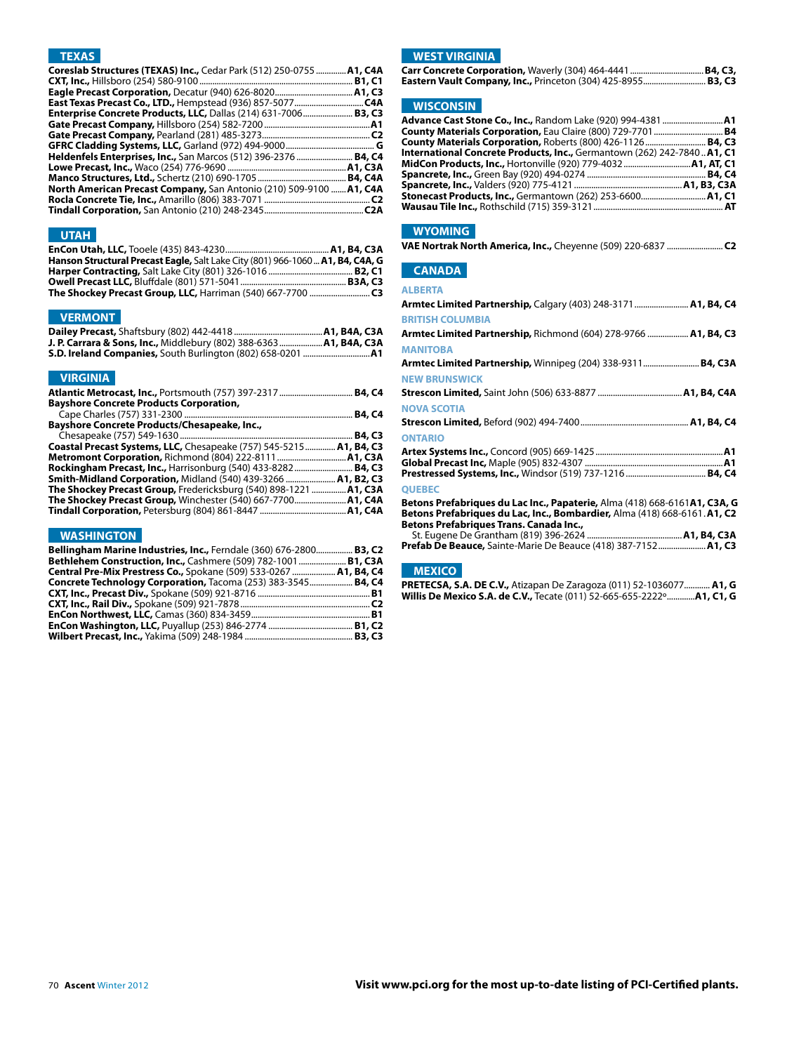## TEXAS

**Coreslab Structures (TEXAS) Inc.,** Cedar Park (512) 250-0755 ............. **A1, C4A**
**CXT, Inc.,** Hillsboro (254) 580-9100 ............. **B1, C1**
**Eagle Precast Corporation,** Decatur (940) 626-8020 ............. **A1, C3**
**East Texas Precast Co., LTD.,** Hempstead (936) 857-5077 ............. **C4A**
**Enterprise Concrete Products, LLC,** Dallas (214) 631-7006 ............. **B3, C3**
**Gate Precast Company,** Hillsboro (254) 582-7200 ............. **A1**
**Gate Precast Company,** Pearland (281) 485-3273 ............. **C2**
**GFRC Cladding Systems, LLC,** Garland (972) 494-9000 ............. **G**
**Heldenfels Enterprises, Inc.,** San Marcos (512) 396-2376 ............. **B4, C4**
**Lowe Precast, Inc.,** Waco (254) 776-9690 ............. **A1, C3A**
**Manco Structures, Ltd.,** Schertz (210) 690-1705 ............. **B4, C4A**
**North American Precast Company,** San Antonio (210) 509-9100 ............. **A1, C4A**
**Rocla Concrete Tie, Inc.,** Amarillo (806) 383-7071 ............. **C2**
**Tindall Corporation,** San Antonio (210) 248-2345 ............. **C2A**

## UTAH

**EnCon Utah, LLC,** Tooele (435) 843-4230 ............. **A1, B4, C3A**
**Hanson Structural Precast Eagle,** Salt Lake City (801) 966-1060 ... **A1, B4, C4A, G**
**Harper Contracting,** Salt Lake City (801) 326-1016 ............. **B2, C1**
**Owell Precast LLC,** Bluffdale (801) 571-5041 ............. **B3A, C3**
**The Shockey Precast Group, LLC,** Harriman (540) 667-7700 ............. **C3**

## VERMONT

**Dailey Precast,** Shaftsbury (802) 442-4418 ............. **A1, B4A, C3A**
**J. P. Carrara & Sons, Inc.,** Middlebury (802) 388-6363 ............. **A1, B4A, C3A**
**S.D. Ireland Companies,** South Burlington (802) 658-0201 ............. **A1**

## VIRGINIA

**Atlantic Metrocast, Inc.,** Portsmouth (757) 397-2317 ............. **B4, C4**
**Bayshore Concrete Products Corporation,**
Cape Charles (757) 331-2300 ............. **B4, C4**
**Bayshore Concrete Products/Chesapeake, Inc.,**
Chesapeake (757) 549-1630 ............. **B4, C3**
**Coastal Precast Systems, LLC,** Chesapeake (757) 545-5215 ............. **A1, B4, C3**
**Metromont Corporation,** Richmond (804) 222-8111 ............. **A1, C3A**
**Rockingham Precast, Inc.,** Harrisonburg (540) 433-8282 ............. **B4, C3**
**Smith-Midland Corporation,** Midland (540) 439-3266 ............. **A1, B2, C3**
**The Shockey Precast Group,** Fredericksburg (540) 898-1221 ............. **A1, C3A**
**The Shockey Precast Group,** Winchester (540) 667-7700 ............. **A1, C4A**
**Tindall Corporation,** Petersburg (804) 861-8447 ............. **A1, C4A**

## WASHINGTON

**Bellingham Marine Industries, Inc.,** Ferndale (360) 676-2800 ............. **B3, C2**
**Bethlehem Construction, Inc.,** Cashmere (509) 782-1001 ............. **B1, C3A**
**Central Pre-Mix Prestress Co.,** Spokane (509) 533-0267 ............. **A1, B4, C4**
**Concrete Technology Corporation,** Tacoma (253) 383-3545 ............. **B4, C4**
**CXT, Inc., Precast Div.,** Spokane (509) 921-8716 ............. **B1**
**CXT, Inc., Rail Div.,** Spokane (509) 921-7878 ............. **C2**
**EnCon Northwest, LLC,** Camas (360) 834-3459 ............. **B1**
**EnCon Washington, LLC,** Puyallup (253) 846-2774 ............. **B1, C2**
**Wilbert Precast, Inc.,** Yakima (509) 248-1984 ............. **B3, C3**

## WEST VIRGINIA

**Carr Concrete Corporation,** Waverly (304) 464-4441 ............. **B4, C3,**
**Eastern Vault Company, Inc.,** Princeton (304) 425-8955 ............. **B3, C3**

## WISCONSIN

**Advance Cast Stone Co., Inc.,** Random Lake (920) 994-4381 ............. **A1**
**County Materials Corporation,** Eau Claire (800) 729-7701 ............. **B4**
**County Materials Corporation,** Roberts (800) 426-1126 ............. **B4, C3**
**International Concrete Products, Inc.,** Germantown (262) 242-7840 .. **A1, C1**
**MidCon Products, Inc.,** Hortonville (920) 779-4032 ............. **A1, AT, C1**
**Spancrete, Inc.,** Green Bay (920) 494-0274 ............. **B4, C4**
**Spancrete, Inc.,** Valders (920) 775-4121 ............. **A1, B3, C3A**
**Stonecast Products, Inc.,** Germantown (262) 253-6600 ............. **A1, C1**
**Wausau Tile Inc.,** Rothschild (715) 359-3121 ............. **AT**

## WYOMING

**VAE Nortrak North America, Inc.,** Cheyenne (509) 220-6837 ............. **C2**

## CANADA

### ALBERTA

**Armtec Limited Partnership,** Calgary (403) 248-3171 ............. **A1, B4, C4**

### BRITISH COLUMBIA

**Armtec Limited Partnership,** Richmond (604) 278-9766 ............. **A1, B4, C3**

### MANITOBA

**Armtec Limited Partnership,** Winnipeg (204) 338-9311 ............. **B4, C3A**

### NEW BRUNSWICK

**Strescon Limited,** Saint John (506) 633-8877 ............. **A1, B4, C4A**

### NOVA SCOTIA

**Strescon Limited,** Beford (902) 494-7400 ............. **A1, B4, C4**

### ONTARIO

**Artex Systems Inc.,** Concord (905) 669-1425 ............. **A1**
**Global Precast Inc,** Maple (905) 832-4307 ............. **A1**
**Prestressed Systems, Inc.,** Windsor (519) 737-1216 ............. **B4, C4**

### QUEBEC

**Betons Prefabriques du Lac Inc., Papaterie,** Alma (418) 668-6161 **A1, C3A, G**
**Betons Prefabriques du Lac, Inc., Bombardier,** Alma (418) 668-6161 . **A1, C2**
**Betons Prefabriques Trans. Canada Inc.,**
St. Eugene De Grantham (819) 396-2624 ............. **A1, B4, C3A**
**Prefab De Beauce,** Sainte-Marie De Beauce (418) 387-7152 ............. **A1, C3**

## MEXICO

**PRETECSA, S.A. DE C.V.,** Atizapan De Zaragoza (011) 52-1036077 ............. **A1, G**
**Willis De Mexico S.A. de C.V.,** Tecate (011) 52-665-655-2222º ............. **A1, C1, G**

**Visit www.pci.org for the most up-to-date listing of PCI-Certified plants.**